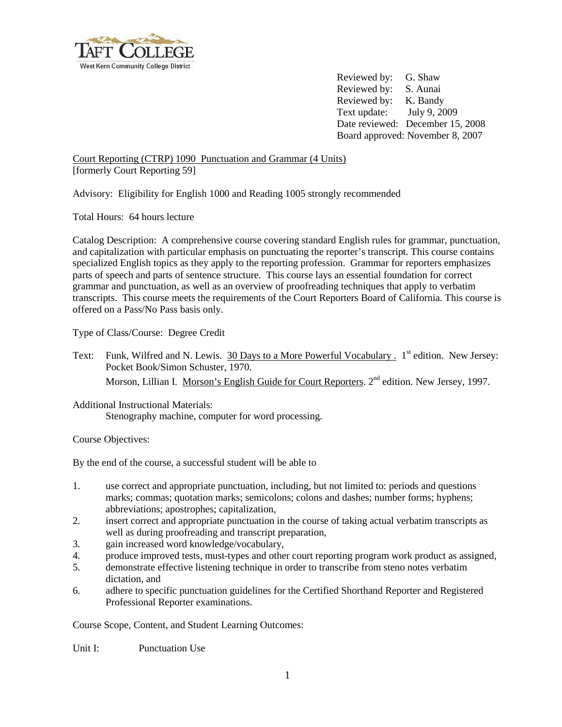Reviewed by: G. Shaw
Reviewed by: S. Aunai
Reviewed by: K. Bandy
Text update: July 9, 2009
Date reviewed: December 15, 2008
Board approved: November 8, 2007

Court Reporting (CTRP) 1090 Punctuation and Grammar (4 Units)
[formerly Court Reporting 59]

Advisory: Eligibility for English 1000 and Reading 1005 strongly recommended

Total Hours: 64 hours lecture

Catalog Description: A comprehensive course covering standard English rules for grammar, punctuation, and capitalization with particular emphasis on punctuating the reporter's transcript. This course contains specialized English topics as they apply to the reporting profession. Grammar for reporters emphasizes parts of speech and parts of sentence structure. This course lays an essential foundation for correct grammar and punctuation, as well as an overview of proofreading techniques that apply to verbatim transcripts. This course meets the requirements of the Court Reporters Board of California. This course is offered on a Pass/No Pass basis only.

Type of Class/Course: Degree Credit

Text: Funk, Wilfred and N. Lewis. 30 Days to a More Powerful Vocabulary . 1st edition. New Jersey: Pocket Book/Simon Schuster, 1970.
Morson, Lillian I. Morson's English Guide for Court Reporters. 2nd edition. New Jersey, 1997.

Additional Instructional Materials:
Stenography machine, computer for word processing.

Course Objectives:

By the end of the course, a successful student will be able to

1. use correct and appropriate punctuation, including, but not limited to: periods and questions marks; commas; quotation marks; semicolons; colons and dashes; number forms; hyphens; abbreviations; apostrophes; capitalization,
2. insert correct and appropriate punctuation in the course of taking actual verbatim transcripts as well as during proofreading and transcript preparation,
3. gain increased word knowledge/vocabulary,
4. produce improved tests, must-types and other court reporting program work product as assigned,
5. demonstrate effective listening technique in order to transcribe from steno notes verbatim dictation, and
6. adhere to specific punctuation guidelines for the Certified Shorthand Reporter and Registered Professional Reporter examinations.

Course Scope, Content, and Student Learning Outcomes:

Unit I: Punctuation Use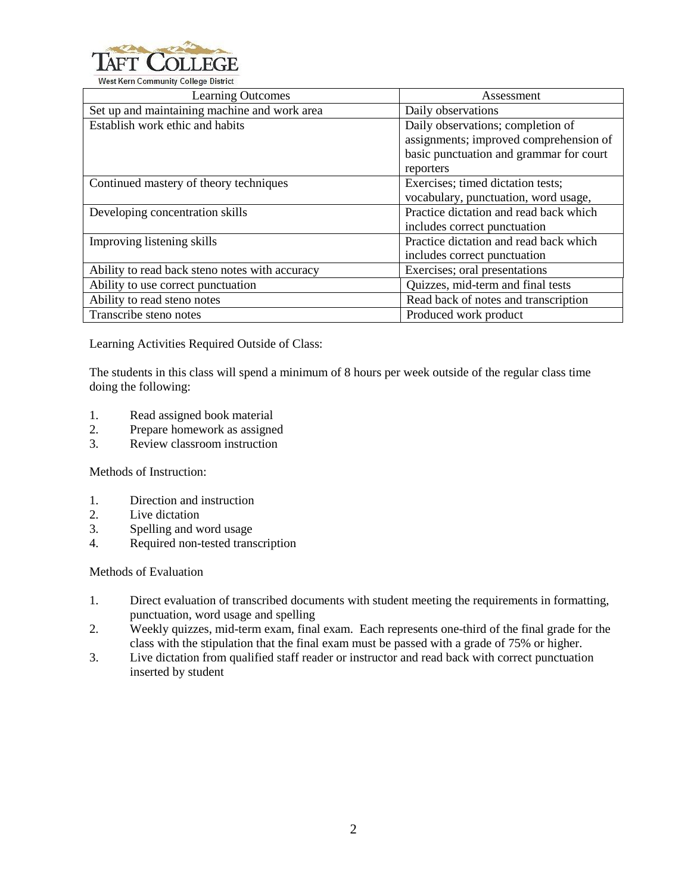| Learning Outcomes | Assessment |
|---|---|
| Set up and maintaining machine and work area | Daily observations |
| Establish work ethic and habits | Daily observations; completion of assignments; improved comprehension of basic punctuation and grammar for court reporters |
| Continued mastery of theory techniques | Exercises; timed dictation tests; vocabulary, punctuation, word usage, |
| Developing concentration skills | Practice dictation and read back which includes correct punctuation |
| Improving listening skills | Practice dictation and read back which includes correct punctuation |
| Ability to read back steno notes with accuracy | Exercises; oral presentations |
| Ability to use correct punctuation | Quizzes, mid-term and final tests |
| Ability to read steno notes | Read back of notes and transcription |
| Transcribe steno notes | Produced work product |

Learning Activities Required Outside of Class:

The students in this class will spend a minimum of 8 hours per week outside of the regular class time doing the following:

1. Read assigned book material
2. Prepare homework as assigned
3. Review classroom instruction

Methods of Instruction:

1. Direction and instruction
2. Live dictation
3. Spelling and word usage
4. Required non-tested transcription

Methods of Evaluation

1. Direct evaluation of transcribed documents with student meeting the requirements in formatting, punctuation, word usage and spelling
2. Weekly quizzes, mid-term exam, final exam. Each represents one-third of the final grade for the class with the stipulation that the final exam must be passed with a grade of 75% or higher.
3. Live dictation from qualified staff reader or instructor and read back with correct punctuation inserted by student